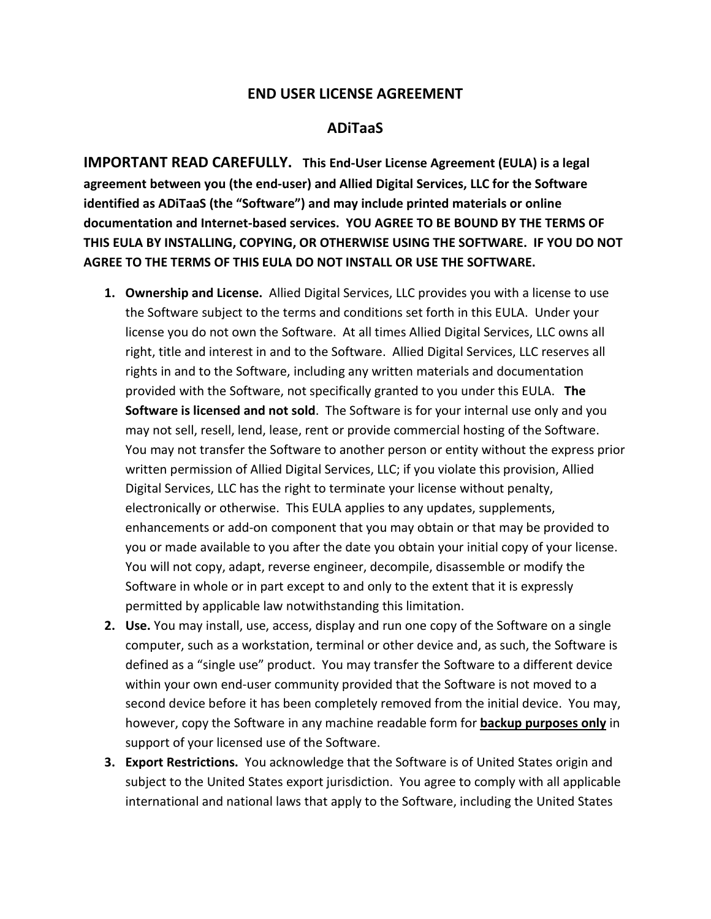# END USER LICENSE AGREEMENT

## ADiTaaS

**IMPORTANT READ CAREFULLY. This End-User License Agreement (EULA) is a legal agreement between you (the end-user) and Allied Digital Services, LLC for the Software identified as ADiTaaS (the "Software") and may include printed materials or online documentation and Internet-based services. YOU AGREE TO BE BOUND BY THE TERMS OF THIS EULA BY INSTALLING, COPYING, OR OTHERWISE USING THE SOFTWARE. IF YOU DO NOT AGREE TO THE TERMS OF THIS EULA DO NOT INSTALL OR USE THE SOFTWARE.**

1. **Ownership and License.** Allied Digital Services, LLC provides you with a license to use the Software subject to the terms and conditions set forth in this EULA. Under your license you do not own the Software. At all times Allied Digital Services, LLC owns all right, title and interest in and to the Software. Allied Digital Services, LLC reserves all rights in and to the Software, including any written materials and documentation provided with the Software, not specifically granted to you under this EULA. **The Software is licensed and not sold**. The Software is for your internal use only and you may not sell, resell, lend, lease, rent or provide commercial hosting of the Software. You may not transfer the Software to another person or entity without the express prior written permission of Allied Digital Services, LLC; if you violate this provision, Allied Digital Services, LLC has the right to terminate your license without penalty, electronically or otherwise. This EULA applies to any updates, supplements, enhancements or add-on component that you may obtain or that may be provided to you or made available to you after the date you obtain your initial copy of your license. You will not copy, adapt, reverse engineer, decompile, disassemble or modify the Software in whole or in part except to and only to the extent that it is expressly permitted by applicable law notwithstanding this limitation.
2. **Use.** You may install, use, access, display and run one copy of the Software on a single computer, such as a workstation, terminal or other device and, as such, the Software is defined as a "single use" product. You may transfer the Software to a different device within your own end-user community provided that the Software is not moved to a second device before it has been completely removed from the initial device. You may, however, copy the Software in any machine readable form for **<u>backup purposes only</u>** in support of your licensed use of the Software.
3. **Export Restrictions.** You acknowledge that the Software is of United States origin and subject to the United States export jurisdiction. You agree to comply with all applicable international and national laws that apply to the Software, including the United States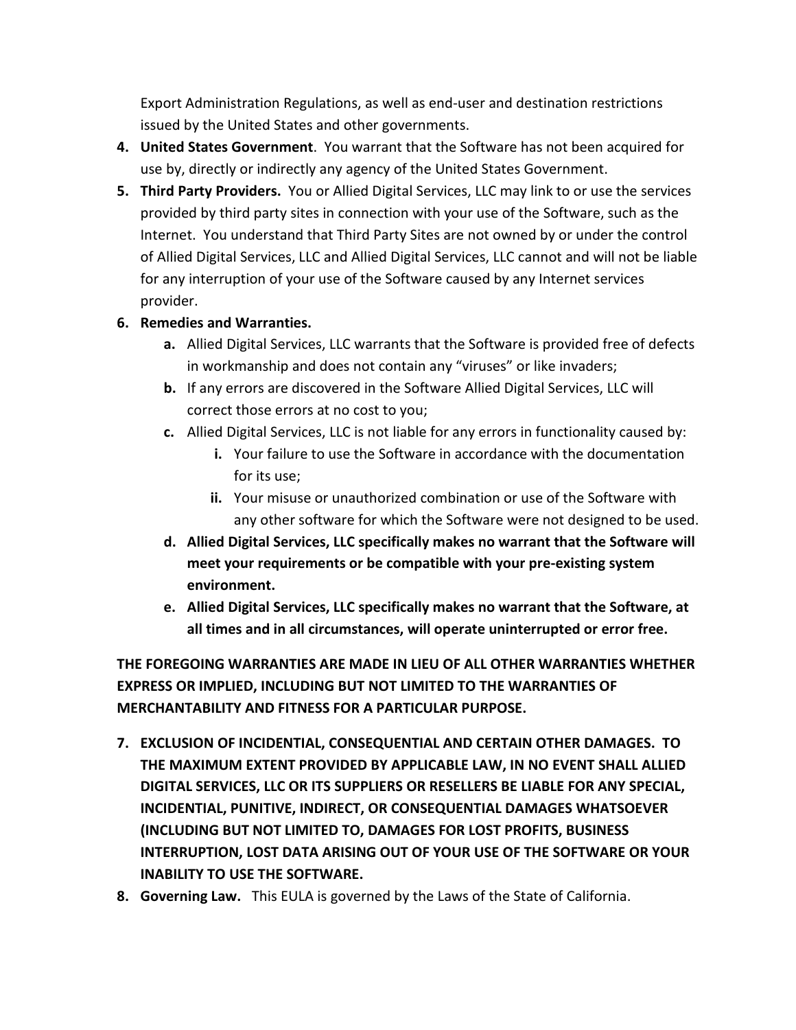Export Administration Regulations, as well as end-user and destination restrictions issued by the United States and other governments.

4. **United States Government**. You warrant that the Software has not been acquired for use by, directly or indirectly any agency of the United States Government.
5. **Third Party Providers.** You or Allied Digital Services, LLC may link to or use the services provided by third party sites in connection with your use of the Software, such as the Internet. You understand that Third Party Sites are not owned by or under the control of Allied Digital Services, LLC and Allied Digital Services, LLC cannot and will not be liable for any interruption of your use of the Software caused by any Internet services provider.
6. **Remedies and Warranties.**
    a. Allied Digital Services, LLC warrants that the Software is provided free of defects in workmanship and does not contain any "viruses" or like invaders;
    b. If any errors are discovered in the Software Allied Digital Services, LLC will correct those errors at no cost to you;
    c. Allied Digital Services, LLC is not liable for any errors in functionality caused by:
        i. Your failure to use the Software in accordance with the documentation for its use;
        ii. Your misuse or unauthorized combination or use of the Software with any other software for which the Software were not designed to be used.
    d. **Allied Digital Services, LLC specifically makes no warrant that the Software will meet your requirements or be compatible with your pre-existing system environment.**
    e. **Allied Digital Services, LLC specifically makes no warrant that the Software, at all times and in all circumstances, will operate uninterrupted or error free.**

**THE FOREGOING WARRANTIES ARE MADE IN LIEU OF ALL OTHER WARRANTIES WHETHER EXPRESS OR IMPLIED, INCLUDING BUT NOT LIMITED TO THE WARRANTIES OF MERCHANTABILITY AND FITNESS FOR A PARTICULAR PURPOSE.**

7. **EXCLUSION OF INCIDENTIAL, CONSEQUENTIAL AND CERTAIN OTHER DAMAGES. TO THE MAXIMUM EXTENT PROVIDED BY APPLICABLE LAW, IN NO EVENT SHALL ALLIED DIGITAL SERVICES, LLC OR ITS SUPPLIERS OR RESELLERS BE LIABLE FOR ANY SPECIAL, INCIDENTIAL, PUNITIVE, INDIRECT, OR CONSEQUENTIAL DAMAGES WHATSOEVER (INCLUDING BUT NOT LIMITED TO, DAMAGES FOR LOST PROFITS, BUSINESS INTERRUPTION, LOST DATA ARISING OUT OF YOUR USE OF THE SOFTWARE OR YOUR INABILITY TO USE THE SOFTWARE.**
8. **Governing Law.** This EULA is governed by the Laws of the State of California.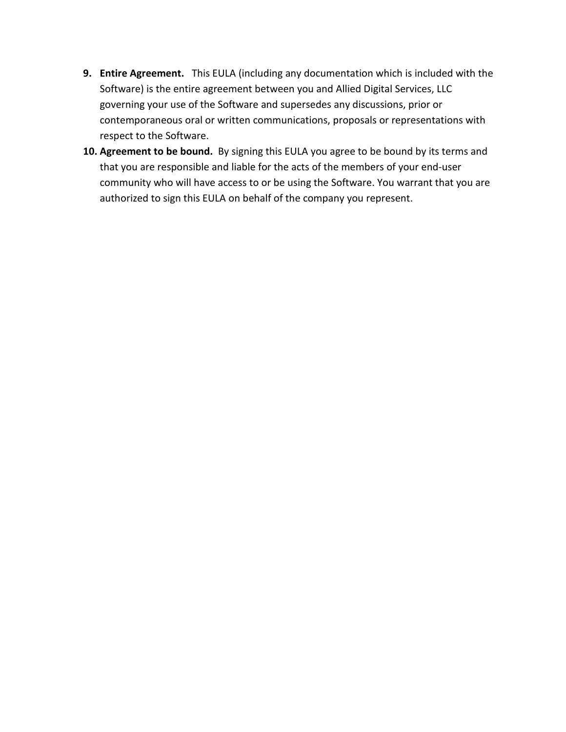9. **Entire Agreement.** This EULA (including any documentation which is included with the Software) is the entire agreement between you and Allied Digital Services, LLC governing your use of the Software and supersedes any discussions, prior or contemporaneous oral or written communications, proposals or representations with respect to the Software.
10. **Agreement to be bound.** By signing this EULA you agree to be bound by its terms and that you are responsible and liable for the acts of the members of your end-user community who will have access to or be using the Software. You warrant that you are authorized to sign this EULA on behalf of the company you represent.